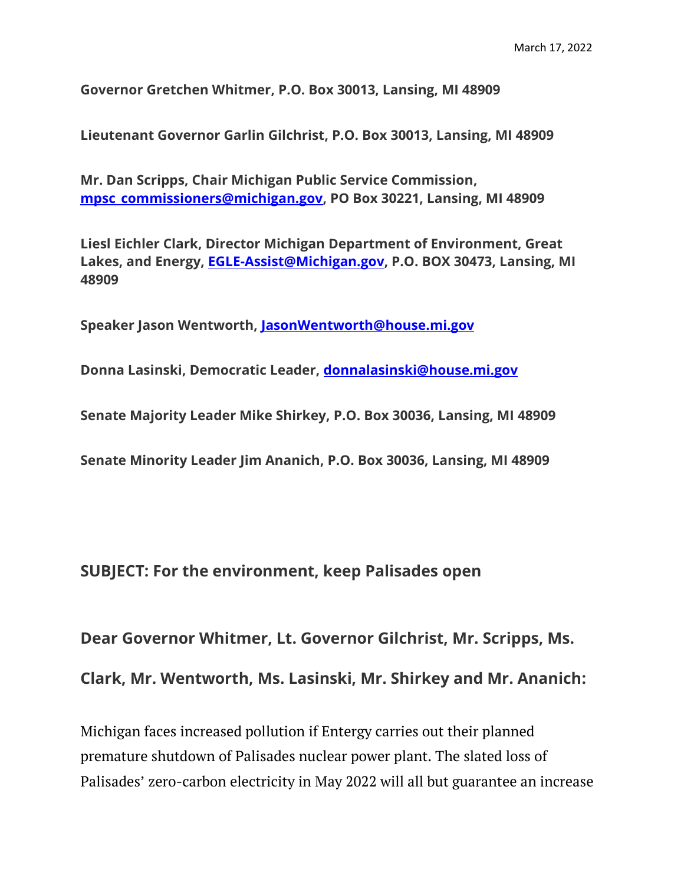March 17, 2022

**Governor Gretchen Whitmer, P.O. Box 30013, Lansing, MI 48909**

**Lieutenant Governor Garlin Gilchrist, P.O. Box 30013, Lansing, MI 48909**

**Mr. Dan Scripps, Chair Michigan Public Service Commission, [mpsc_commissioners@michigan.gov](mailto:mpsc_commissioners@michigan.gov), PO Box 30221, Lansing, MI 48909**

**Liesl Eichler Clark, Director Michigan Department of Environment, Great Lakes, and Energy, [EGLE-Assist@Michigan.gov](mailto:EGLE-Assist@Michigan.gov), P.O. BOX 30473, Lansing, MI 48909**

**Speaker Jason Wentworth, [JasonWentworth@house.mi.gov](mailto:JasonWentworth@house.mi.gov)**

**Donna Lasinski, Democratic Leader, [donnalasinski@house.mi.gov](mailto:donnalasinski@house.mi.gov)**

**Senate Majority Leader Mike Shirkey, P.O. Box 30036, Lansing, MI 48909**

**Senate Minority Leader Jim Ananich, P.O. Box 30036, Lansing, MI 48909**

## SUBJECT: For the environment, keep Palisades open

### Dear Governor Whitmer, Lt. Governor Gilchrist, Mr. Scripps, Ms. Clark, Mr. Wentworth, Ms. Lasinski, Mr. Shirkey and Mr. Ananich:

Michigan faces increased pollution if Entergy carries out their planned premature shutdown of Palisades nuclear power plant. The slated loss of Palisades' zero-carbon electricity in May 2022 will all but guarantee an increase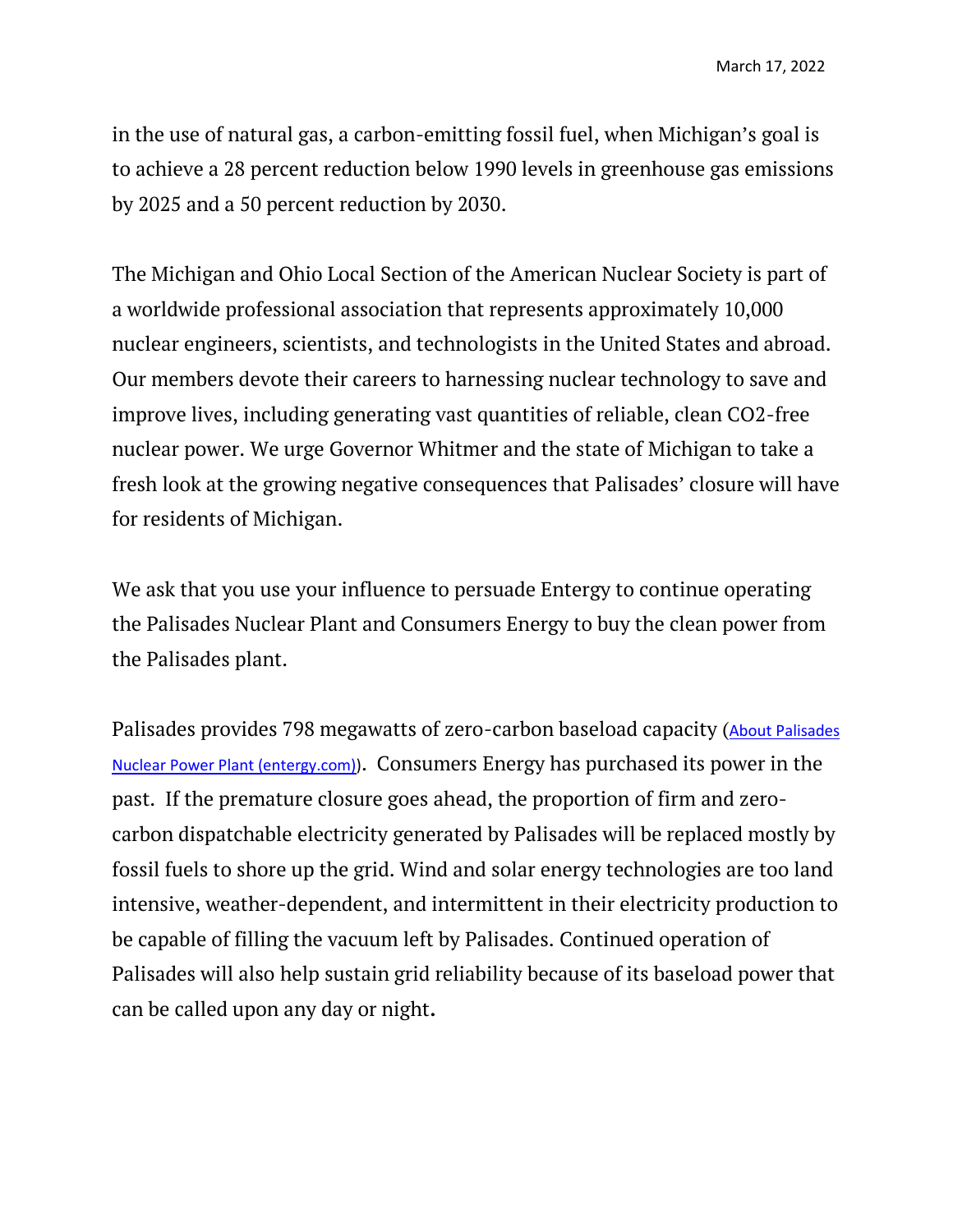in the use of natural gas, a carbon-emitting fossil fuel, when Michigan's goal is to achieve a 28 percent reduction below 1990 levels in greenhouse gas emissions by 2025 and a 50 percent reduction by 2030.

The Michigan and Ohio Local Section of the American Nuclear Society is part of a worldwide professional association that represents approximately 10,000 nuclear engineers, scientists, and technologists in the United States and abroad. Our members devote their careers to harnessing nuclear technology to save and improve lives, including generating vast quantities of reliable, clean $CO_2$-free nuclear power. We urge Governor Whitmer and the state of Michigan to take a fresh look at the growing negative consequences that Palisades' closure will have for residents of Michigan.

We ask that you use your influence to persuade Entergy to continue operating the Palisades Nuclear Plant and Consumers Energy to buy the clean power from the Palisades plant.

Palisades provides 798 megawatts of zero-carbon baseload capacity (About Palisades Nuclear Power Plant (entergy.com)). Consumers Energy has purchased its power in the past. If the premature closure goes ahead, the proportion of firm and zero-carbon dispatchable electricity generated by Palisades will be replaced mostly by fossil fuels to shore up the grid. Wind and solar energy technologies are too land intensive, weather-dependent, and intermittent in their electricity production to be capable of filling the vacuum left by Palisades. Continued operation of Palisades will also help sustain grid reliability because of its baseload power that can be called upon any day or night.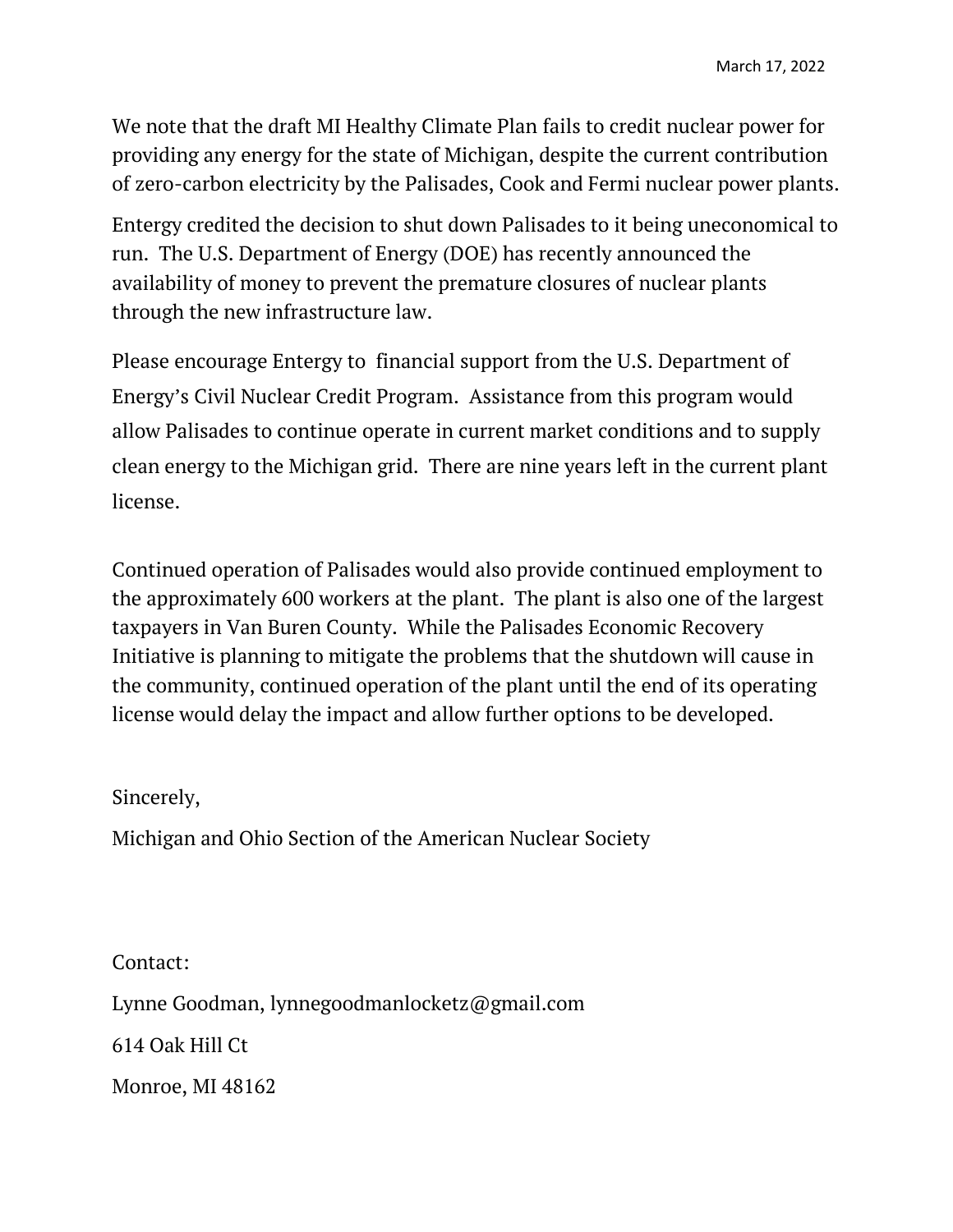March 17, 2022

We note that the draft MI Healthy Climate Plan fails to credit nuclear power for providing any energy for the state of Michigan, despite the current contribution of zero-carbon electricity by the Palisades, Cook and Fermi nuclear power plants.

Entergy credited the decision to shut down Palisades to it being uneconomical to run. The U.S. Department of Energy (DOE) has recently announced the availability of money to prevent the premature closures of nuclear plants through the new infrastructure law.

Please encourage Entergy to financial support from the U.S. Department of Energy's Civil Nuclear Credit Program. Assistance from this program would allow Palisades to continue operate in current market conditions and to supply clean energy to the Michigan grid. There are nine years left in the current plant license.

Continued operation of Palisades would also provide continued employment to the approximately 600 workers at the plant. The plant is also one of the largest taxpayers in Van Buren County. While the Palisades Economic Recovery Initiative is planning to mitigate the problems that the shutdown will cause in the community, continued operation of the plant until the end of its operating license would delay the impact and allow further options to be developed.

Sincerely,

Michigan and Ohio Section of the American Nuclear Society

Contact:

Lynne Goodman, lynnegoodmanlocketz@gmail.com

614 Oak Hill Ct

Monroe, MI 48162